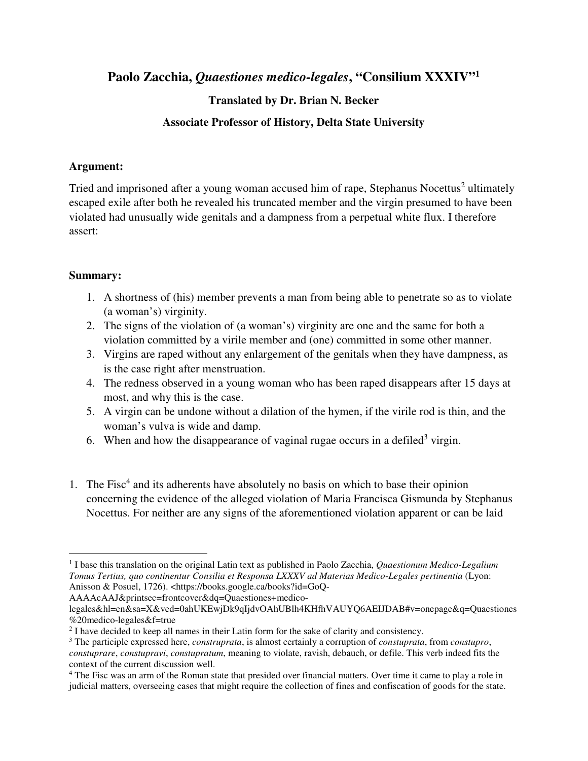# Paolo Zacchia, *Quaestiones medico-legales*, "Consilium XXXIV"[1]

### Translated by Dr. Brian N. Becker

### Associate Professor of History, Delta State University

**Argument:**

Tried and imprisoned after a young woman accused him of rape, Stephanus Nocettus[2] ultimately escaped exile after both he revealed his truncated member and the virgin presumed to have been violated had unusually wide genitals and a dampness from a perpetual white flux. I therefore assert:

**Summary:**

1. A shortness of (his) member prevents a man from being able to penetrate so as to violate (a woman's) virginity.
2. The signs of the violation of (a woman's) virginity are one and the same for both a violation committed by a virile member and (one) committed in some other manner.
3. Virgins are raped without any enlargement of the genitals when they have dampness, as is the case right after menstruation.
4. The redness observed in a young woman who has been raped disappears after 15 days at most, and why this is the case.
5. A virgin can be undone without a dilation of the hymen, if the virile rod is thin, and the woman's vulva is wide and damp.
6. When and how the disappearance of vaginal rugae occurs in a defiled[3] virgin.

1. The Fisc[4] and its adherents have absolutely no basis on which to base their opinion concerning the evidence of the alleged violation of Maria Francisca Gismunda by Stephanus Nocettus. For neither are any signs of the aforementioned violation apparent or can be laid

---

[1] I base this translation on the original Latin text as published in Paolo Zacchia, *Quaestionum Medico-Legalium Tomus Tertius, quo continentur Consilia et Responsa LXXXV ad Materias Medico-Legales pertinentia* (Lyon: Anisson & Posuel, 1726). <https://books.google.ca/books?id=GoQ-AAAAcAAJ&printsec=frontcover&dq=Quaestiones+medico-legales&hl=en&sa=X&ved=0ahUKEwjDk9qIjdvOAhUBlh4KHfhVAUYQ6AEIJDAB#v=onepage&q=Quaestiones%20medico-legales&f=true

[2] I have decided to keep all names in their Latin form for the sake of clarity and consistency.

[3] The participle expressed here, *construprata*, is almost certainly a corruption of *constuprata*, from *constupro*, *constuprare*, *constupravi*, *constupratum*, meaning to violate, ravish, debauch, or defile. This verb indeed fits the context of the current discussion well.

[4] The Fisc was an arm of the Roman state that presided over financial matters. Over time it came to play a role in judicial matters, overseeing cases that might require the collection of fines and confiscation of goods for the state.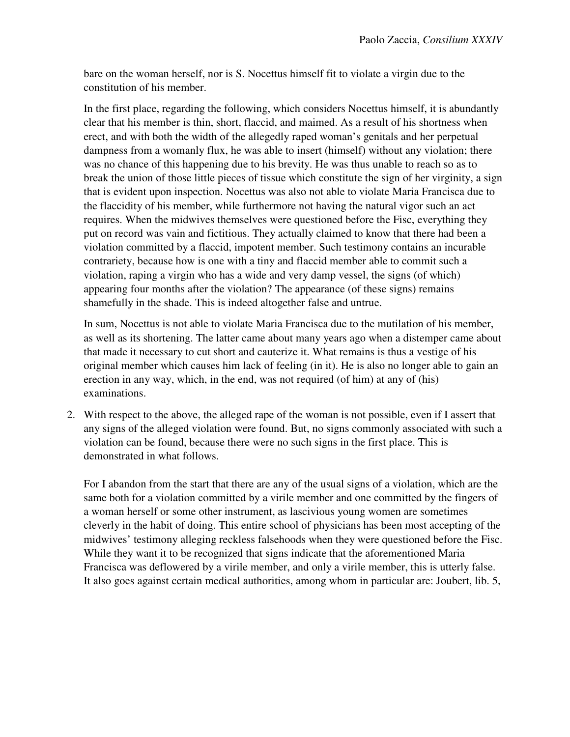bare on the woman herself, nor is S. Nocettus himself fit to violate a virgin due to the constitution of his member.

In the first place, regarding the following, which considers Nocettus himself, it is abundantly clear that his member is thin, short, flaccid, and maimed. As a result of his shortness when erect, and with both the width of the allegedly raped woman's genitals and her perpetual dampness from a womanly flux, he was able to insert (himself) without any violation; there was no chance of this happening due to his brevity. He was thus unable to reach so as to break the union of those little pieces of tissue which constitute the sign of her virginity, a sign that is evident upon inspection. Nocettus was also not able to violate Maria Francisca due to the flaccidity of his member, while furthermore not having the natural vigor such an act requires. When the midwives themselves were questioned before the Fisc, everything they put on record was vain and fictitious. They actually claimed to know that there had been a violation committed by a flaccid, impotent member. Such testimony contains an incurable contrariety, because how is one with a tiny and flaccid member able to commit such a violation, raping a virgin who has a wide and very damp vessel, the signs (of which) appearing four months after the violation? The appearance (of these signs) remains shamefully in the shade. This is indeed altogether false and untrue.

In sum, Nocettus is not able to violate Maria Francisca due to the mutilation of his member, as well as its shortening. The latter came about many years ago when a distemper came about that made it necessary to cut short and cauterize it. What remains is thus a vestige of his original member which causes him lack of feeling (in it). He is also no longer able to gain an erection in any way, which, in the end, was not required (of him) at any of (his) examinations.

2. With respect to the above, the alleged rape of the woman is not possible, even if I assert that any signs of the alleged violation were found. But, no signs commonly associated with such a violation can be found, because there were no such signs in the first place. This is demonstrated in what follows.

   For I abandon from the start that there are any of the usual signs of a violation, which are the same both for a violation committed by a virile member and one committed by the fingers of a woman herself or some other instrument, as lascivious young women are sometimes cleverly in the habit of doing. This entire school of physicians has been most accepting of the midwives' testimony alleging reckless falsehoods when they were questioned before the Fisc. While they want it to be recognized that signs indicate that the aforementioned Maria Francisca was deflowered by a virile member, and only a virile member, this is utterly false. It also goes against certain medical authorities, among whom in particular are: Joubert, lib. 5,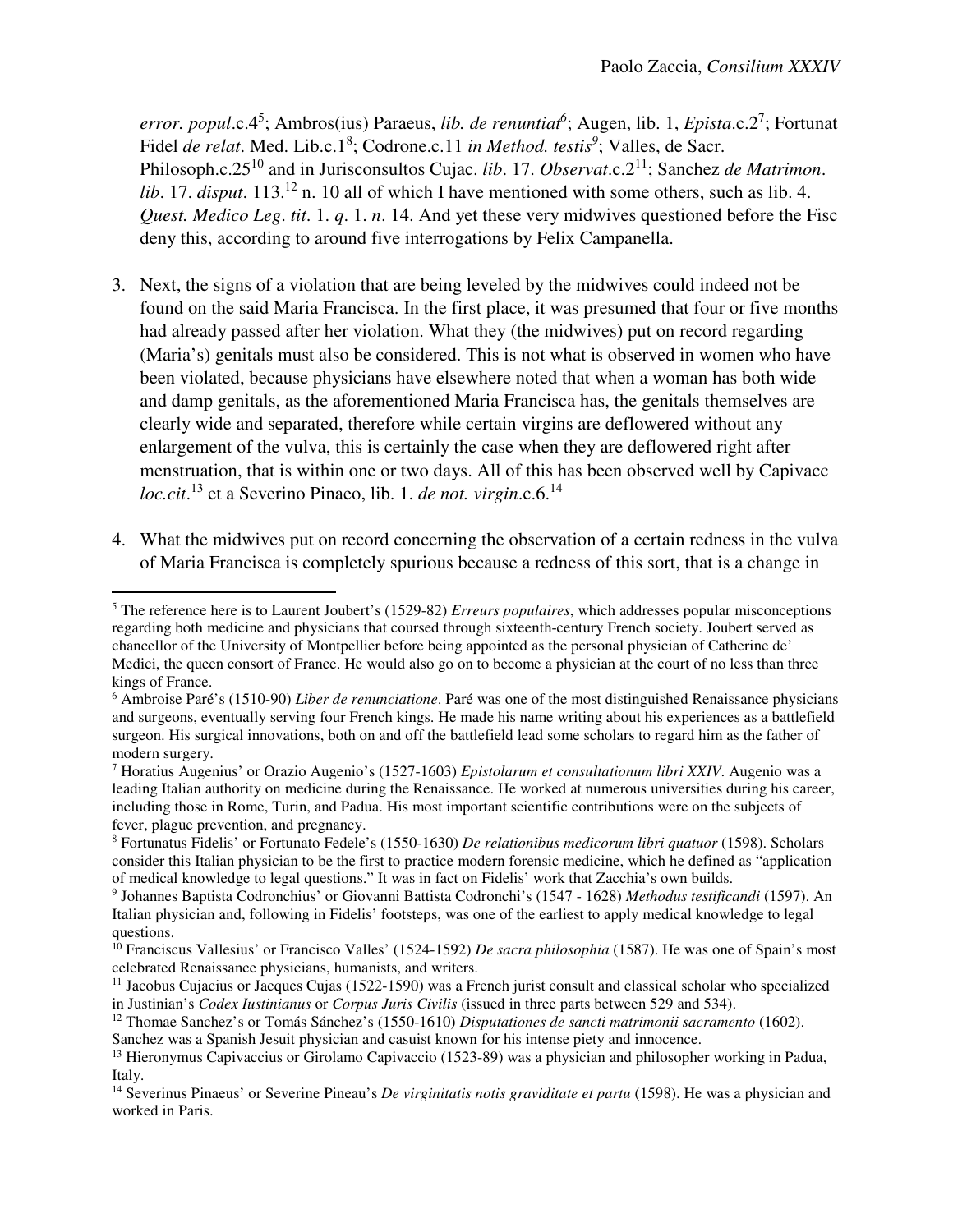*error. popul*.c.4[5]; Ambros(ius) Paraeus, *lib. de renuntiat*[6]; Augen, lib. 1, *Epista*.c.2[7]; Fortunat Fidel *de relat*. Med. Lib.c.1[8]; Codrone.c.11 *in Method. testis*[9]; Valles, de Sacr. Philosoph.c.25[10] and in Jurisconsultos Cujac. *lib*. 17. *Observat*.c.2[11]; Sanchez *de Matrimon*. *lib*. 17. *disput*. 113.[12] n. 10 all of which I have mentioned with some others, such as lib. 4. *Quest. Medico Leg*. *tit*. 1. *q*. 1. *n*. 14. And yet these very midwives questioned before the Fisc deny this, according to around five interrogations by Felix Campanella.

3. Next, the signs of a violation that are being leveled by the midwives could indeed not be found on the said Maria Francisca. In the first place, it was presumed that four or five months had already passed after her violation. What they (the midwives) put on record regarding (Maria's) genitals must also be considered. This is not what is observed in women who have been violated, because physicians have elsewhere noted that when a woman has both wide and damp genitals, as the aforementioned Maria Francisca has, the genitals themselves are clearly wide and separated, therefore while certain virgins are deflowered without any enlargement of the vulva, this is certainly the case when they are deflowered right after menstruation, that is within one or two days. All of this has been observed well by Capivacc *loc.cit*.[13] et a Severino Pinaeo, lib. 1. *de not. virgin*.c.6.[14]

4. What the midwives put on record concerning the observation of a certain redness in the vulva of Maria Francisca is completely spurious because a redness of this sort, that is a change in

---

[5] The reference here is to Laurent Joubert's (1529-82) *Erreurs populaires*, which addresses popular misconceptions regarding both medicine and physicians that coursed through sixteenth-century French society. Joubert served as chancellor of the University of Montpellier before being appointed as the personal physician of Catherine de' Medici, the queen consort of France. He would also go on to become a physician at the court of no less than three kings of France.

[6] Ambroise Paré's (1510-90) *Liber de renunciatione*. Paré was one of the most distinguished Renaissance physicians and surgeons, eventually serving four French kings. He made his name writing about his experiences as a battlefield surgeon. His surgical innovations, both on and off the battlefield lead some scholars to regard him as the father of modern surgery.

[7] Horatius Augenius' or Orazio Augenio's (1527-1603) *Epistolarum et consultationum libri XXIV*. Augenio was a leading Italian authority on medicine during the Renaissance. He worked at numerous universities during his career, including those in Rome, Turin, and Padua. His most important scientific contributions were on the subjects of fever, plague prevention, and pregnancy.

[8] Fortunatus Fidelis' or Fortunato Fedele's (1550-1630) *De relationibus medicorum libri quatuor* (1598). Scholars consider this Italian physician to be the first to practice modern forensic medicine, which he defined as "application of medical knowledge to legal questions." It was in fact on Fidelis' work that Zacchia's own builds.

[9] Johannes Baptista Codronchius' or Giovanni Battista Codronchi's (1547 - 1628) *Methodus testificandi* (1597). An Italian physician and, following in Fidelis' footsteps, was one of the earliest to apply medical knowledge to legal questions.

[10] Franciscus Vallesius' or Francisco Valles' (1524-1592) *De sacra philosophia* (1587). He was one of Spain's most celebrated Renaissance physicians, humanists, and writers.

[11] Jacobus Cujacius or Jacques Cujas (1522-1590) was a French jurist consult and classical scholar who specialized in Justinian's *Codex Iustinianus* or *Corpus Juris Civilis* (issued in three parts between 529 and 534).

[12] Thomae Sanchez's or Tomás Sánchez's (1550-1610) *Disputationes de sancti matrimonii sacramento* (1602). Sanchez was a Spanish Jesuit physician and casuist known for his intense piety and innocence.

[13] Hieronymus Capivaccius or Girolamo Capivaccio (1523-89) was a physician and philosopher working in Padua, Italy.

[14] Severinus Pinaeus' or Severine Pineau's *De virginitatis notis graviditate et partu* (1598). He was a physician and worked in Paris.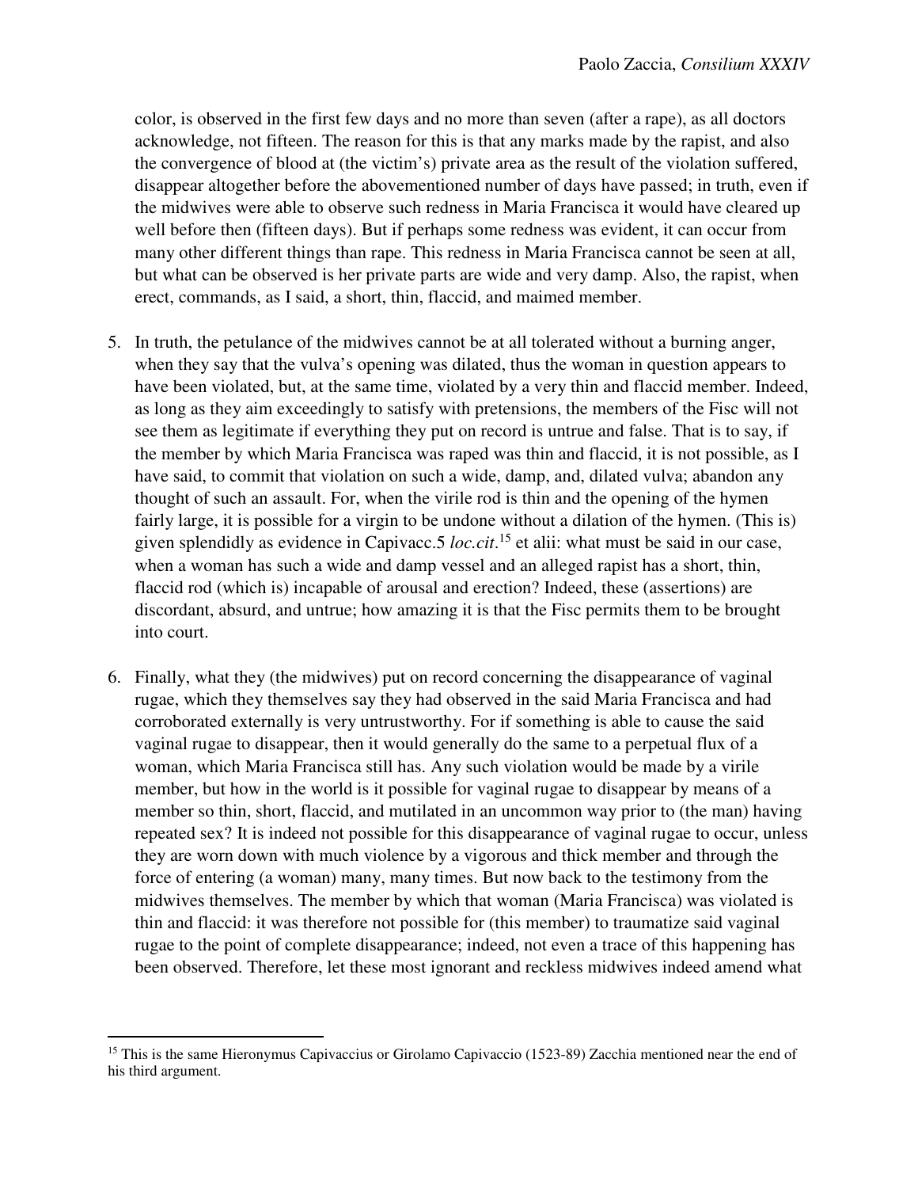color, is observed in the first few days and no more than seven (after a rape), as all doctors acknowledge, not fifteen. The reason for this is that any marks made by the rapist, and also the convergence of blood at (the victim's) private area as the result of the violation suffered, disappear altogether before the abovementioned number of days have passed; in truth, even if the midwives were able to observe such redness in Maria Francisca it would have cleared up well before then (fifteen days). But if perhaps some redness was evident, it can occur from many other different things than rape. This redness in Maria Francisca cannot be seen at all, but what can be observed is her private parts are wide and very damp. Also, the rapist, when erect, commands, as I said, a short, thin, flaccid, and maimed member.

5. In truth, the petulance of the midwives cannot be at all tolerated without a burning anger, when they say that the vulva's opening was dilated, thus the woman in question appears to have been violated, but, at the same time, violated by a very thin and flaccid member. Indeed, as long as they aim exceedingly to satisfy with pretensions, the members of the Fisc will not see them as legitimate if everything they put on record is untrue and false. That is to say, if the member by which Maria Francisca was raped was thin and flaccid, it is not possible, as I have said, to commit that violation on such a wide, damp, and, dilated vulva; abandon any thought of such an assault. For, when the virile rod is thin and the opening of the hymen fairly large, it is possible for a virgin to be undone without a dilation of the hymen. (This is) given splendidly as evidence in Capivacc.5 *loc.cit*.[15] et alii: what must be said in our case, when a woman has such a wide and damp vessel and an alleged rapist has a short, thin, flaccid rod (which is) incapable of arousal and erection? Indeed, these (assertions) are discordant, absurd, and untrue; how amazing it is that the Fisc permits them to be brought into court.

6. Finally, what they (the midwives) put on record concerning the disappearance of vaginal rugae, which they themselves say they had observed in the said Maria Francisca and had corroborated externally is very untrustworthy. For if something is able to cause the said vaginal rugae to disappear, then it would generally do the same to a perpetual flux of a woman, which Maria Francisca still has. Any such violation would be made by a virile member, but how in the world is it possible for vaginal rugae to disappear by means of a member so thin, short, flaccid, and mutilated in an uncommon way prior to (the man) having repeated sex? It is indeed not possible for this disappearance of vaginal rugae to occur, unless they are worn down with much violence by a vigorous and thick member and through the force of entering (a woman) many, many times. But now back to the testimony from the midwives themselves. The member by which that woman (Maria Francisca) was violated is thin and flaccid: it was therefore not possible for (this member) to traumatize said vaginal rugae to the point of complete disappearance; indeed, not even a trace of this happening has been observed. Therefore, let these most ignorant and reckless midwives indeed amend what

[15] This is the same Hieronymus Capivaccius or Girolamo Capivaccio (1523-89) Zacchia mentioned near the end of his third argument.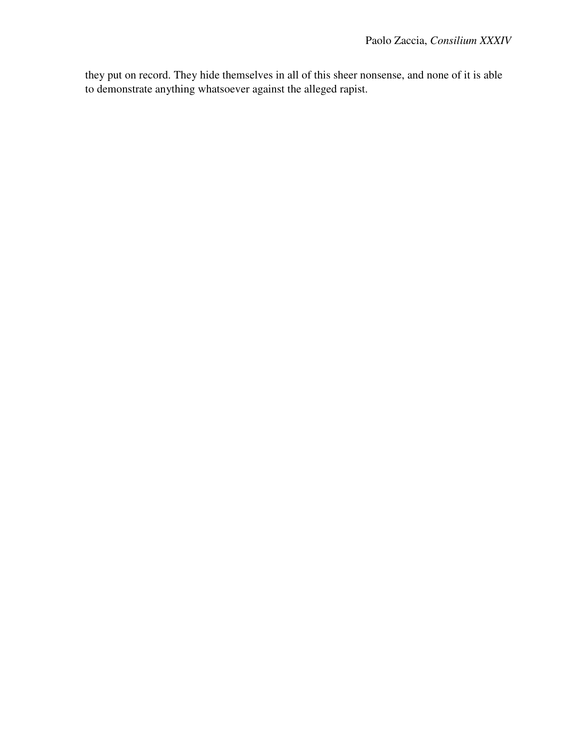they put on record. They hide themselves in all of this sheer nonsense, and none of it is able to demonstrate anything whatsoever against the alleged rapist.